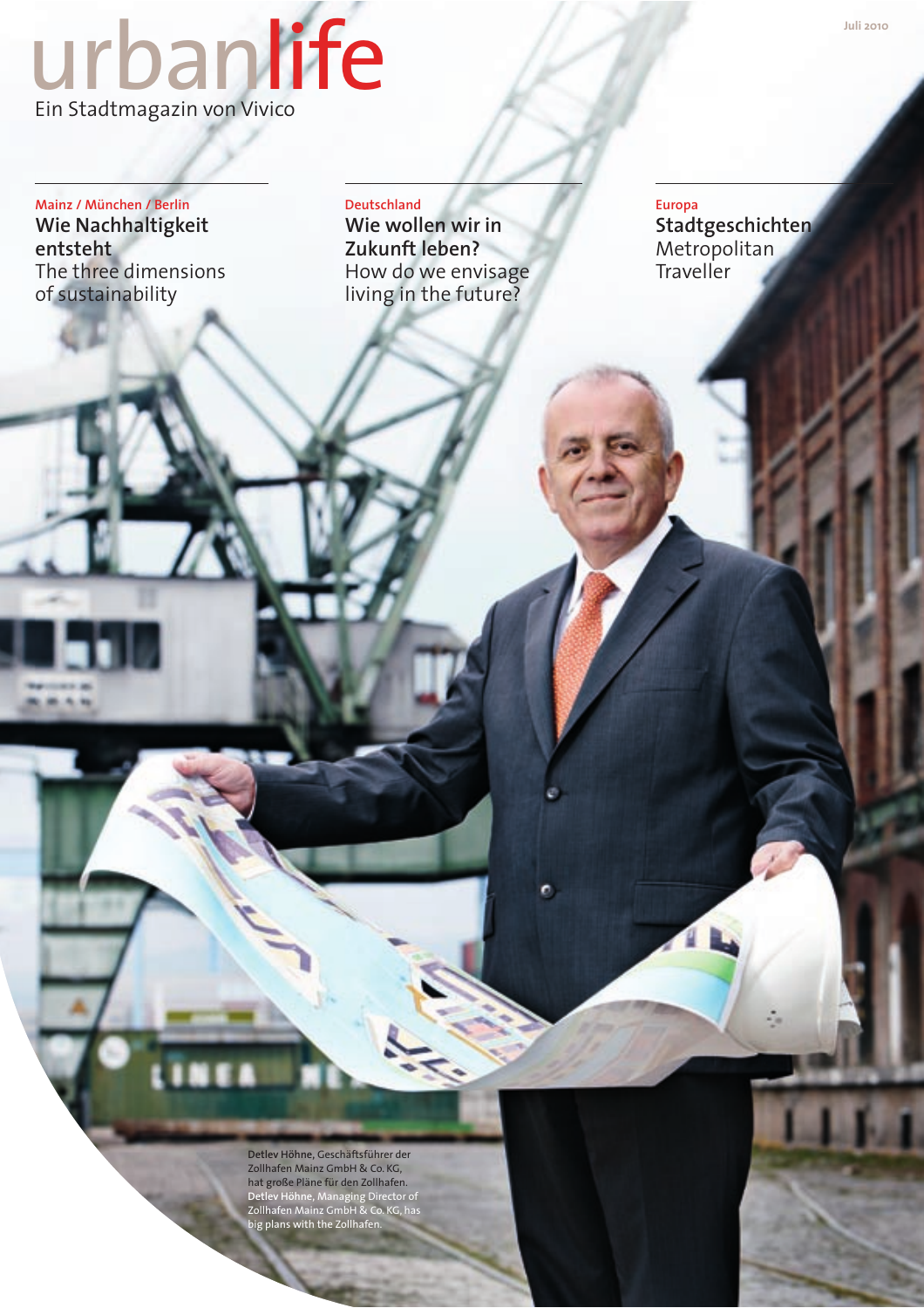# urbanlife

Ein Stadtmagazin von Vivico

Juli 2010

Mainz / München / Berlin

**Wie Nachhaltigkeit entsteht**

The three dimensions of sustainability

Deutschland

**Wie wollen wir in Zukunft leben?**

How do we envisage living in the future?

Europa

**Stadtgeschichten**

Metropolitan Traveller

Detlev Höhne, Geschäftsführer der Zollhafen Mainz GmbH & Co. KG, hat große Pläne für den Zollhafen.
Detlev Höhne, Managing Director of Zollhafen Mainz GmbH & Co. KG, has big plans with the Zollhafen.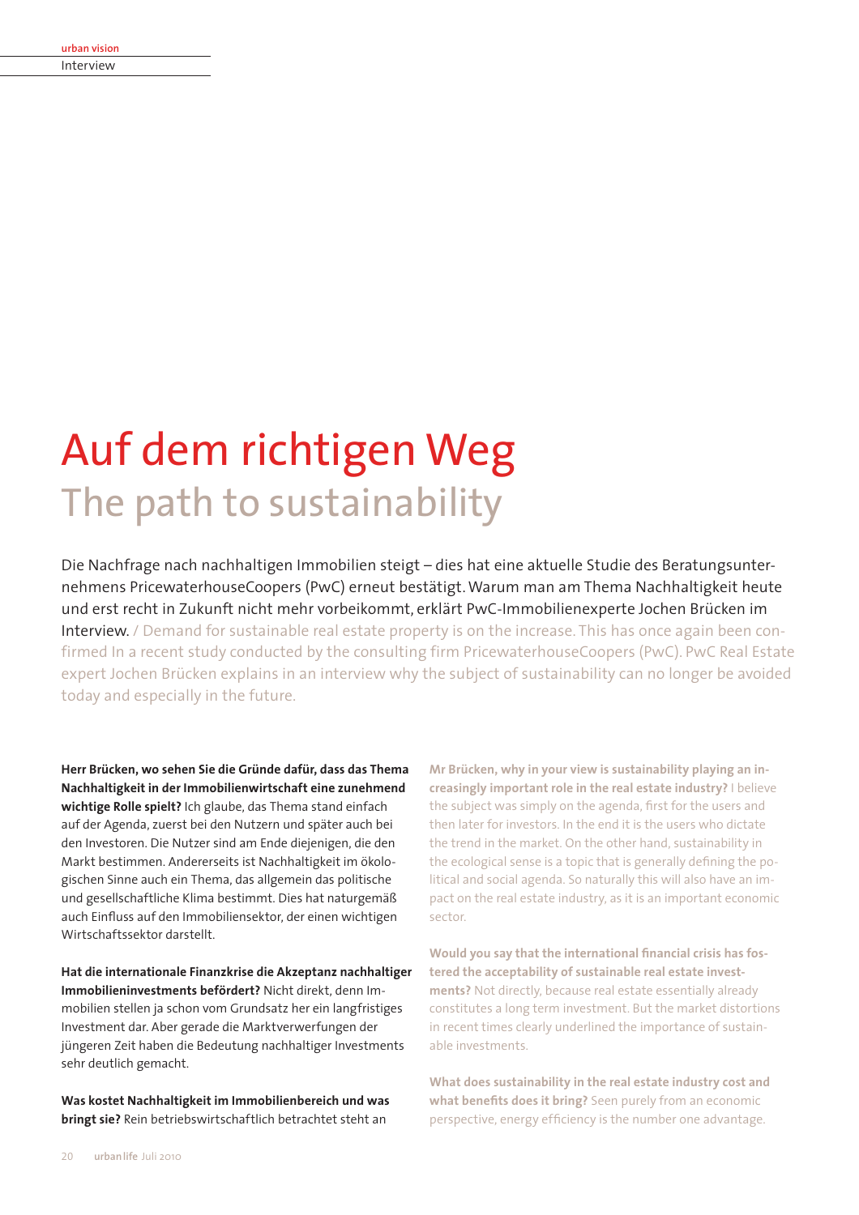# Auf dem richtigen Weg

## The path to sustainability

Die Nachfrage nach nachhaltigen Immobilien steigt – dies hat eine aktuelle Studie des Beratungsunternehmens PricewaterhouseCoopers (PwC) erneut bestätigt. Warum man am Thema Nachhaltigkeit heute und erst recht in Zukunft nicht mehr vorbeikommt, erklärt PwC-Immobilienexperte Jochen Brücken im Interview. / Demand for sustainable real estate property is on the increase. This has once again been confirmed In a recent study conducted by the consulting firm PricewaterhouseCoopers (PwC). PwC Real Estate expert Jochen Brücken explains in an interview why the subject of sustainability can no longer be avoided today and especially in the future.

**Herr Brücken, wo sehen Sie die Gründe dafür, dass das Thema Nachhaltigkeit in der Immobilienwirtschaft eine zunehmend wichtige Rolle spielt?** Ich glaube, das Thema stand einfach auf der Agenda, zuerst bei den Nutzern und später auch bei den Investoren. Die Nutzer sind am Ende diejenigen, die den Markt bestimmen. Andererseits ist Nachhaltigkeit im ökologischen Sinne auch ein Thema, das allgemein das politische und gesellschaftliche Klima bestimmt. Dies hat naturgemäß auch Einfluss auf den Immobiliensektor, der einen wichtigen Wirtschaftssektor darstellt.

**Hat die internationale Finanzkrise die Akzeptanz nachhaltiger Immobilieninvestments befördert?** Nicht direkt, denn Immobilien stellen ja schon vom Grundsatz her ein langfristiges Investment dar. Aber gerade die Marktverwerfungen der jüngeren Zeit haben die Bedeutung nachhaltiger Investments sehr deutlich gemacht.

**Was kostet Nachhaltigkeit im Immobilienbereich und was bringt sie?** Rein betriebswirtschaftlich betrachtet steht an

**Mr Brücken, why in your view is sustainability playing an increasingly important role in the real estate industry?** I believe the subject was simply on the agenda, first for the users and then later for investors. In the end it is the users who dictate the trend in the market. On the other hand, sustainability in the ecological sense is a topic that is generally defining the political and social agenda. So naturally this will also have an impact on the real estate industry, as it is an important economic sector.

**Would you say that the international financial crisis has fostered the acceptability of sustainable real estate investments?** Not directly, because real estate essentially already constitutes a long term investment. But the market distortions in recent times clearly underlined the importance of sustainable investments.

**What does sustainability in the real estate industry cost and what benefits does it bring?** Seen purely from an economic perspective, energy efficiency is the number one advantage.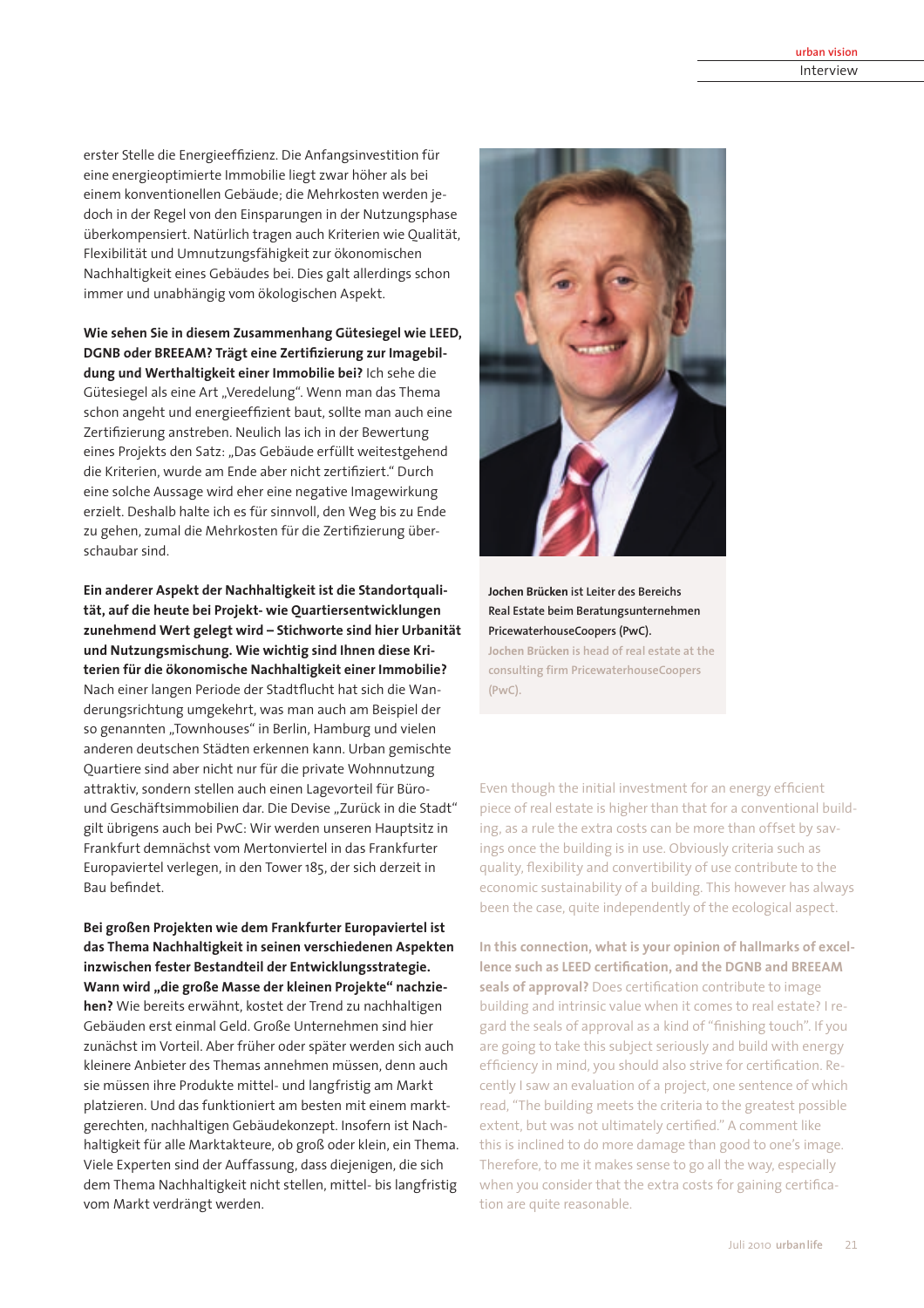erster Stelle die Energieeffizienz. Die Anfangsinvestition für eine energieoptimierte Immobilie liegt zwar höher als bei einem konventionellen Gebäude; die Mehrkosten werden jedoch in der Regel von den Einsparungen in der Nutzungsphase überkompensiert. Natürlich tragen auch Kriterien wie Qualität, Flexibilität und Umnutzungsfähigkeit zur ökonomischen Nachhaltigkeit eines Gebäudes bei. Dies galt allerdings schon immer und unabhängig vom ökologischen Aspekt.

**Wie sehen Sie in diesem Zusammenhang Gütesiegel wie LEED, DGNB oder BREEAM? Trägt eine Zertifizierung zur Imagebildung und Werthaltigkeit einer Immobilie bei?** Ich sehe die Gütesiegel als eine Art „Veredelung". Wenn man das Thema schon angeht und energieeffizient baut, sollte man auch eine Zertifizierung anstreben. Neulich las ich in der Bewertung eines Projekts den Satz: „Das Gebäude erfüllt weitestgehend die Kriterien, wurde am Ende aber nicht zertifiziert." Durch eine solche Aussage wird eher eine negative Imagewirkung erzielt. Deshalb halte ich es für sinnvoll, den Weg bis zu Ende zu gehen, zumal die Mehrkosten für die Zertifizierung überschaubar sind.

**Ein anderer Aspekt der Nachhaltigkeit ist die Standortqualität, auf die heute bei Projekt- wie Quartiersentwicklungen zunehmend Wert gelegt wird – Stichworte sind hier Urbanität und Nutzungsmischung. Wie wichtig sind Ihnen diese Kriterien für die ökonomische Nachhaltigkeit einer Immobilie?** Nach einer langen Periode der Stadtflucht hat sich die Wanderungsrichtung umgekehrt, was man auch am Beispiel der so genannten „Townhouses" in Berlin, Hamburg und vielen anderen deutschen Städten erkennen kann. Urban gemischte Quartiere sind aber nicht nur für die private Wohnnutzung attraktiv, sondern stellen auch einen Lagevorteil für Büro- und Geschäftsimmobilien dar. Die Devise „Zurück in die Stadt" gilt übrigens auch bei PwC: Wir werden unseren Hauptsitz in Frankfurt demnächst vom Mertonviertel in das Frankfurter Europaviertel verlegen, in den Tower 185, der sich derzeit in Bau befindet.

**Bei großen Projekten wie dem Frankfurter Europaviertel ist das Thema Nachhaltigkeit in seinen verschiedenen Aspekten inzwischen fester Bestandteil der Entwicklungsstrategie. Wann wird „die große Masse der kleinen Projekte" nachziehen?** Wie bereits erwähnt, kostet der Trend zu nachhaltigen Gebäuden erst einmal Geld. Große Unternehmen sind hier zunächst im Vorteil. Aber früher oder später werden sich auch kleinere Anbieter des Themas annehmen müssen, denn auch sie müssen ihre Produkte mittel- und langfristig am Markt platzieren. Und das funktioniert am besten mit einem marktgerechten, nachhaltigen Gebäudekonzept. Insofern ist Nachhaltigkeit für alle Marktakteure, ob groß oder klein, ein Thema. Viele Experten sind der Auffassung, dass diejenigen, die sich dem Thema Nachhaltigkeit nicht stellen, mittel- bis langfristig vom Markt verdrängt werden.

**Jochen Brücken** ist Leiter des Bereichs Real Estate beim Beratungsunternehmen PricewaterhouseCoopers (PwC).
Jochen Brücken is head of real estate at the consulting firm PricewaterhouseCoopers (PwC).

Even though the initial investment for an energy efficient piece of real estate is higher than that for a conventional building, as a rule the extra costs can be more than offset by savings once the building is in use. Obviously criteria such as quality, flexibility and convertibility of use contribute to the economic sustainability of a building. This however has always been the case, quite independently of the ecological aspect.

**In this connection, what is your opinion of hallmarks of excellence such as LEED certification, and the DGNB and BREEAM seals of approval?** Does certification contribute to image building and intrinsic value when it comes to real estate? I regard the seals of approval as a kind of "finishing touch". If you are going to take this subject seriously and build with energy efficiency in mind, you should also strive for certification. Recently I saw an evaluation of a project, one sentence of which read, "The building meets the criteria to the greatest possible extent, but was not ultimately certified." A comment like this is inclined to do more damage than good to one's image. Therefore, to me it makes sense to go all the way, especially when you consider that the extra costs for gaining certification are quite reasonable.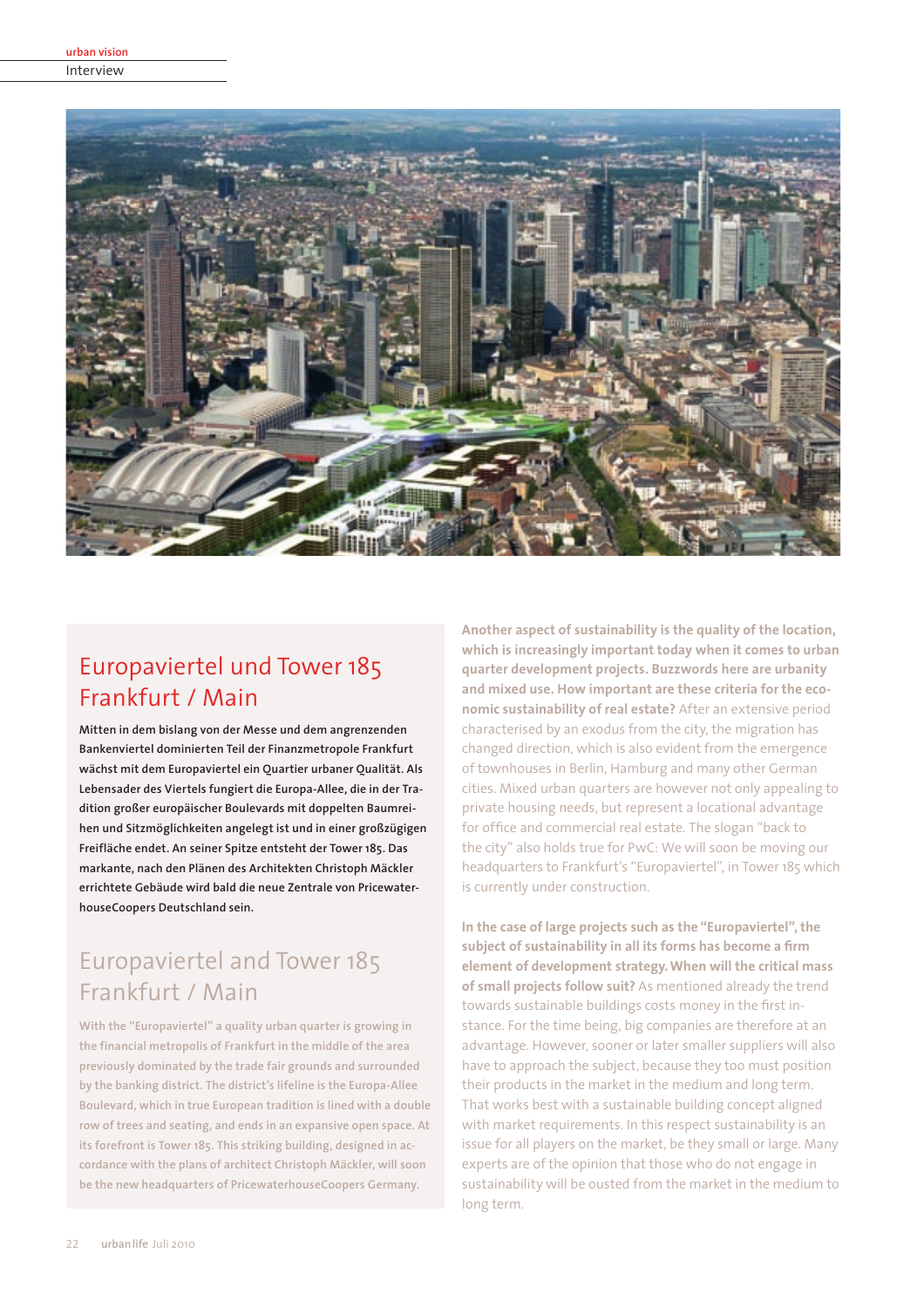## Europaviertel und Tower 185 Frankfurt / Main

**Mitten in dem bislang von der Messe und dem angrenzenden Bankenviertel dominierten Teil der Finanzmetropole Frankfurt wächst mit dem Europaviertel ein Quartier urbaner Qualität. Als Lebensader des Viertels fungiert die Europa-Allee, die in der Tradition großer europäischer Boulevards mit doppelten Baumreihen und Sitzmöglichkeiten angelegt ist und in einer großzügigen Freifläche endet. An seiner Spitze entsteht der Tower 185. Das markante, nach den Plänen des Architekten Christoph Mäckler errichtete Gebäude wird bald die neue Zentrale von PricewaterhouseCoopers Deutschland sein.**

## Europaviertel and Tower 185 Frankfurt / Main

With the "Europaviertel" a quality urban quarter is growing in the financial metropolis of Frankfurt in the middle of the area previously dominated by the trade fair grounds and surrounded by the banking district. The district's lifeline is the Europa-Allee Boulevard, which in true European tradition is lined with a double row of trees and seating, and ends in an expansive open space. At its forefront is Tower 185. This striking building, designed in accordance with the plans of architect Christoph Mäckler, will soon be the new headquarters of PricewaterhouseCoopers Germany.

**Another aspect of sustainability is the quality of the location, which is increasingly important today when it comes to urban quarter development projects. Buzzwords here are urbanity and mixed use. How important are these criteria for the economic sustainability of real estate?** After an extensive period characterised by an exodus from the city, the migration has changed direction, which is also evident from the emergence of townhouses in Berlin, Hamburg and many other German cities. Mixed urban quarters are however not only appealing to private housing needs, but represent a locational advantage for office and commercial real estate. The slogan "back to the city" also holds true for PwC: We will soon be moving our headquarters to Frankfurt's "Europaviertel", in Tower 185 which is currently under construction.

**In the case of large projects such as the "Europaviertel", the subject of sustainability in all its forms has become a firm element of development strategy. When will the critical mass of small projects follow suit?** As mentioned already the trend towards sustainable buildings costs money in the first instance. For the time being, big companies are therefore at an advantage. However, sooner or later smaller suppliers will also have to approach the subject, because they too must position their products in the market in the medium and long term. That works best with a sustainable building concept aligned with market requirements. In this respect sustainability is an issue for all players on the market, be they small or large. Many experts are of the opinion that those who do not engage in sustainability will be ousted from the market in the medium to long term.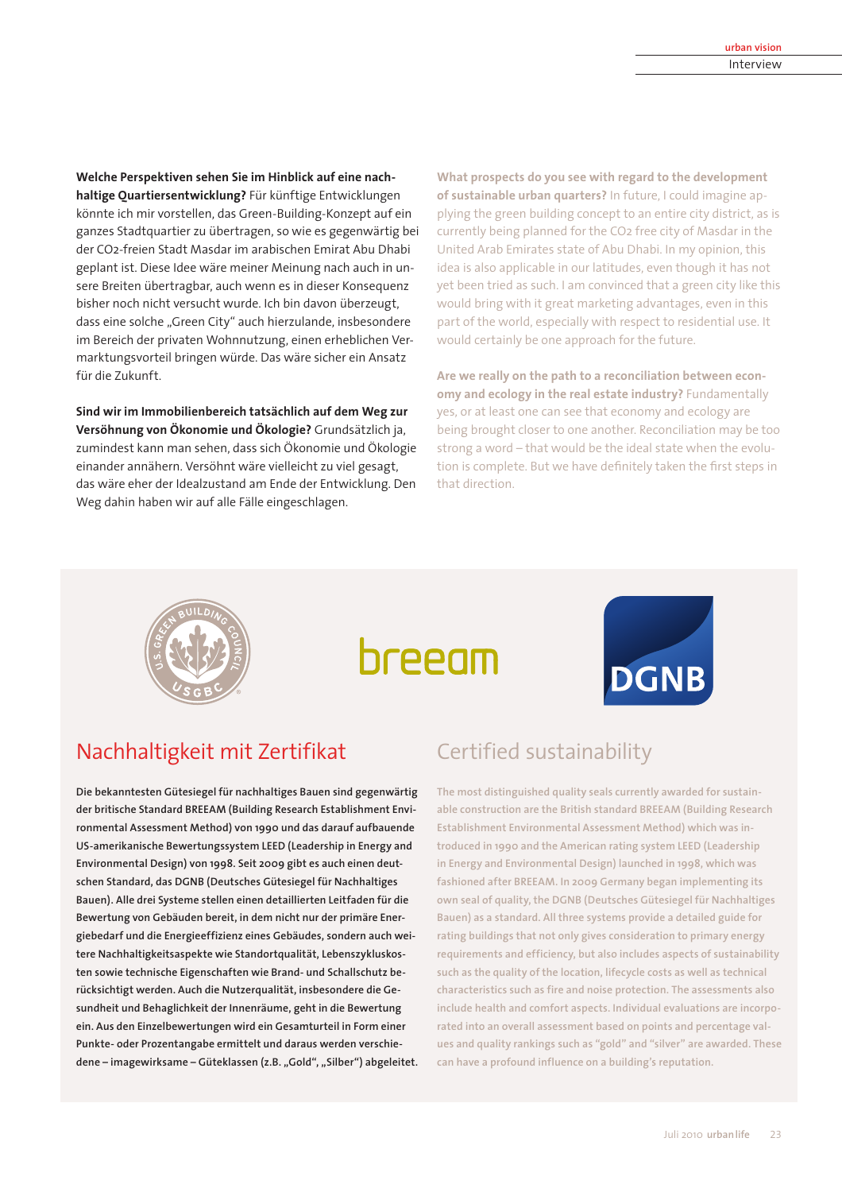**Welche Perspektiven sehen Sie im Hinblick auf eine nachhaltige Quartiersentwicklung?** Für künftige Entwicklungen könnte ich mir vorstellen, das Green-Building-Konzept auf ein ganzes Stadtquartier zu übertragen, so wie es gegenwärtig bei der CO2-freien Stadt Masdar im arabischen Emirat Abu Dhabi geplant ist. Diese Idee wäre meiner Meinung nach auch in unsere Breiten übertragbar, auch wenn es in dieser Konsequenz bisher noch nicht versucht wurde. Ich bin davon überzeugt, dass eine solche „Green City" auch hierzulande, insbesondere im Bereich der privaten Wohnnutzung, einen erheblichen Vermarktungsvorteil bringen würde. Das wäre sicher ein Ansatz für die Zukunft.

**Sind wir im Immobilienbereich tatsächlich auf dem Weg zur Versöhnung von Ökonomie und Ökologie?** Grundsätzlich ja, zumindest kann man sehen, dass sich Ökonomie und Ökologie einander annähern. Versöhnt wäre vielleicht zu viel gesagt, das wäre eher der Idealzustand am Ende der Entwicklung. Den Weg dahin haben wir auf alle Fälle eingeschlagen.

**What prospects do you see with regard to the development of sustainable urban quarters?** In future, I could imagine applying the green building concept to an entire city district, as is currently being planned for the CO2 free city of Masdar in the United Arab Emirates state of Abu Dhabi. In my opinion, this idea is also applicable in our latitudes, even though it has not yet been tried as such. I am convinced that a green city like this would bring with it great marketing advantages, even in this part of the world, especially with respect to residential use. It would certainly be one approach for the future.

**Are we really on the path to a reconciliation between economy and ecology in the real estate industry?** Fundamentally yes, or at least one can see that economy and ecology are being brought closer to one another. Reconciliation may be too strong a word – that would be the ideal state when the evolution is complete. But we have definitely taken the first steps in that direction.

## Nachhaltigkeit mit Zertifikat

Die bekanntesten Gütesiegel für nachhaltiges Bauen sind gegenwärtig der britische Standard BREEAM (Building Research Establishment Environmental Assessment Method) von 1990 und das darauf aufbauende US-amerikanische Bewertungssystem LEED (Leadership in Energy and Environmental Design) von 1998. Seit 2009 gibt es auch einen deutschen Standard, das DGNB (Deutsches Gütesiegel für Nachhaltiges Bauen). Alle drei Systeme stellen einen detaillierten Leitfaden für die Bewertung von Gebäuden bereit, in dem nicht nur der primäre Energiebedarf und die Energieeffizienz eines Gebäudes, sondern auch weitere Nachhaltigkeitsaspekte wie Standortqualität, Lebenszykluskosten sowie technische Eigenschaften wie Brand- und Schallschutz berücksichtigt werden. Auch die Nutzerqualität, insbesondere die Gesundheit und Behaglichkeit der Innenräume, geht in die Bewertung ein. Aus den Einzelbewertungen wird ein Gesamturteil in Form einer Punkte- oder Prozentangabe ermittelt und daraus werden verschiedene – imagewirksame – Güteklassen (z.B. „Gold", „Silber") abgeleitet.

## Certified sustainability

The most distinguished quality seals currently awarded for sustainable construction are the British standard BREEAM (Building Research Establishment Environmental Assessment Method) which was introduced in 1990 and the American rating system LEED (Leadership in Energy and Environmental Design) launched in 1998, which was fashioned after BREEAM. In 2009 Germany began implementing its own seal of quality, the DGNB (Deutsches Gütesiegel für Nachhaltiges Bauen) as a standard. All three systems provide a detailed guide for rating buildings that not only gives consideration to primary energy requirements and efficiency, but also includes aspects of sustainability such as the quality of the location, lifecycle costs as well as technical characteristics such as fire and noise protection. The assessments also include health and comfort aspects. Individual evaluations are incorporated into an overall assessment based on points and percentage values and quality rankings such as "gold" and "silver" are awarded. These can have a profound influence on a building's reputation.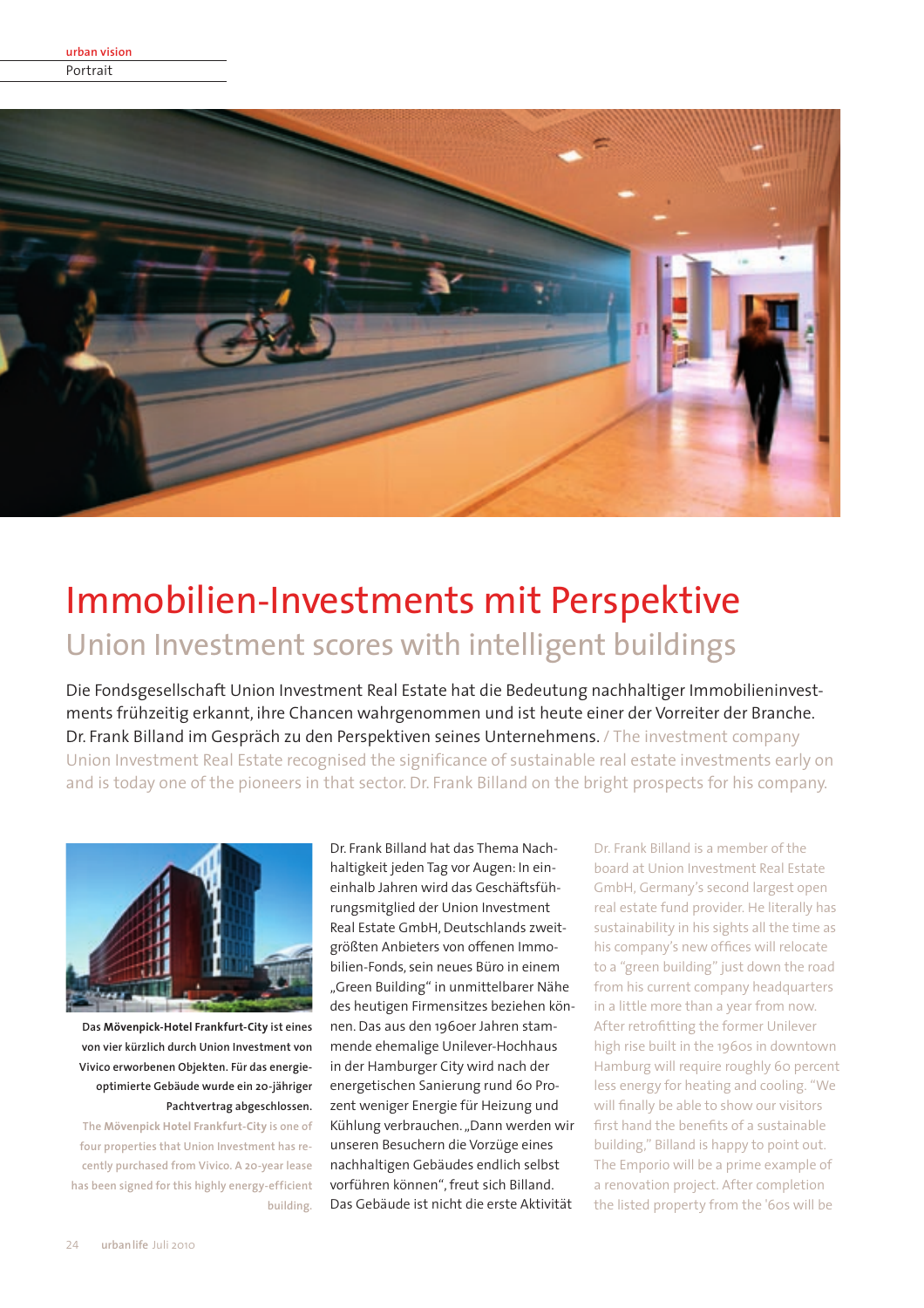urban vision

Portrait

# Immobilien-Investments mit Perspektive

## Union Investment scores with intelligent buildings

Die Fondsgesellschaft Union Investment Real Estate hat die Bedeutung nachhaltiger Immobilieninvestments frühzeitig erkannt, ihre Chancen wahrgenommen und ist heute einer der Vorreiter der Branche. Dr. Frank Billand im Gespräch zu den Perspektiven seines Unternehmens. / The investment company Union Investment Real Estate recognised the significance of sustainable real estate investments early on and is today one of the pioneers in that sector. Dr. Frank Billand on the bright prospects for his company.

**Das Mövenpick-Hotel Frankfurt-City** ist eines von vier kürzlich durch Union Investment von Vivico erworbenen Objekten. Für das energieoptimierte Gebäude wurde ein 20-jähriger Pachtvertrag abgeschlossen.

**The Mövenpick Hotel Frankfurt-City** is one of four properties that Union Investment has recently purchased from Vivico. A 20-year lease has been signed for this highly energy-efficient building.

Dr. Frank Billand hat das Thema Nachhaltigkeit jeden Tag vor Augen: In eineinhalb Jahren wird das Geschäftsführungsmitglied der Union Investment Real Estate GmbH, Deutschlands zweitgrößten Anbieters von offenen Immobilien-Fonds, sein neues Büro in einem „Green Building" in unmittelbarer Nähe des heutigen Firmensitzes beziehen können. Das aus den 1960er Jahren stammende ehemalige Unilever-Hochhaus in der Hamburger City wird nach der energetischen Sanierung rund 60 Prozent weniger Energie für Heizung und Kühlung verbrauchen. „Dann werden wir unseren Besuchern die Vorzüge eines nachhaltigen Gebäudes endlich selbst vorführen können", freut sich Billand. Das Gebäude ist nicht die erste Aktivität

Dr. Frank Billand is a member of the board at Union Investment Real Estate GmbH, Germany's second largest open real estate fund provider. He literally has sustainability in his sights all the time as his company's new offices will relocate to a "green building" just down the road from his current company headquarters in a little more than a year from now. After retrofitting the former Unilever high rise built in the 1960s in downtown Hamburg will require roughly 60 percent less energy for heating and cooling. "We will finally be able to show our visitors first hand the benefits of a sustainable building," Billand is happy to point out. The Emporio will be a prime example of a renovation project. After completion the listed property from the '60s will be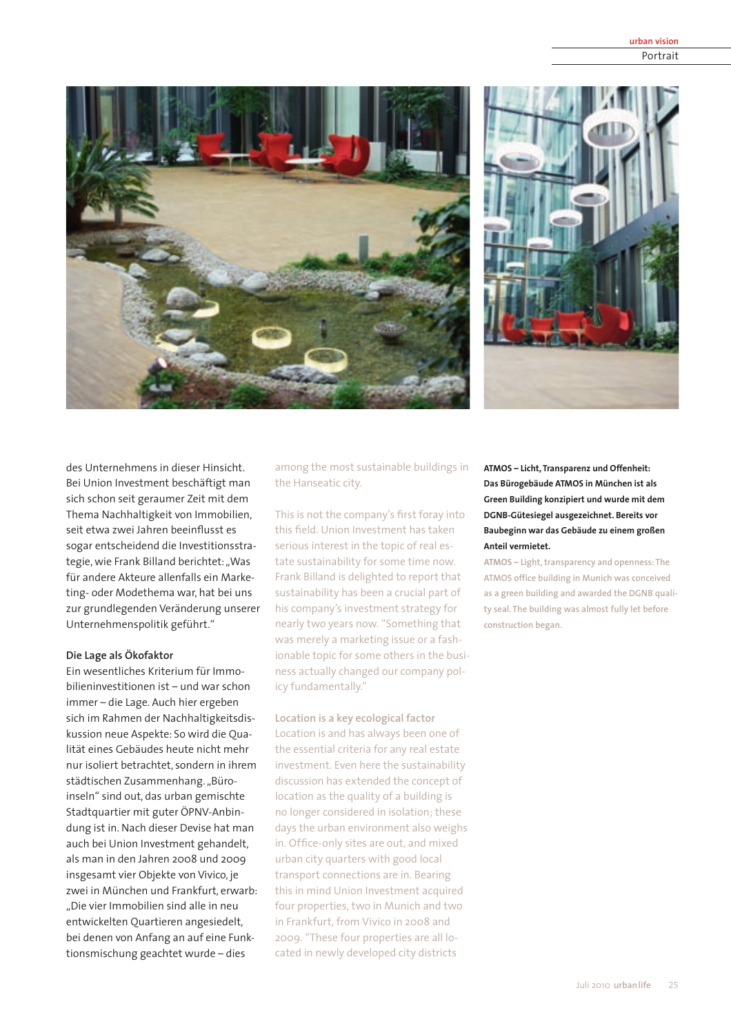des Unternehmens in dieser Hinsicht. Bei Union Investment beschäftigt man sich schon seit geraumer Zeit mit dem Thema Nachhaltigkeit von Immobilien, seit etwa zwei Jahren beeinflusst es sogar entscheidend die Investitionsstrategie, wie Frank Billand berichtet: „Was für andere Akteure allenfalls ein Marketing- oder Modethema war, hat bei uns zur grundlegenden Veränderung unserer Unternehmenspolitik geführt."

**Die Lage als Ökofaktor**

Ein wesentliches Kriterium für Immobilieninvestitionen ist – und war schon immer – die Lage. Auch hier ergeben sich im Rahmen der Nachhaltigkeitsdiskussion neue Aspekte: So wird die Qualität eines Gebäudes heute nicht mehr nur isoliert betrachtet, sondern in ihrem städtischen Zusammenhang. „Büroinseln" sind out, das urban gemischte Stadtquartier mit guter ÖPNV-Anbindung ist in. Nach dieser Devise hat man auch bei Union Investment gehandelt, als man in den Jahren 2008 und 2009 insgesamt vier Objekte von Vivico, je zwei in München und Frankfurt, erwarb: „Die vier Immobilien sind alle in neu entwickelten Quartieren angesiedelt, bei denen von Anfang an auf eine Funktionsmischung geachtet wurde – dies

among the most sustainable buildings in the Hanseatic city.

This is not the company's first foray into this field. Union Investment has taken serious interest in the topic of real estate sustainability for some time now. Frank Billand is delighted to report that sustainability has been a crucial part of his company's investment strategy for nearly two years now. "Something that was merely a marketing issue or a fashionable topic for some others in the business actually changed our company policy fundamentally."

**Location is a key ecological factor**

Location is and has always been one of the essential criteria for any real estate investment. Even here the sustainability discussion has extended the concept of location as the quality of a building is no longer considered in isolation; these days the urban environment also weighs in. Office-only sites are out, and mixed urban city quarters with good local transport connections are in. Bearing this in mind Union Investment acquired four properties, two in Munich and two in Frankfurt, from Vivico in 2008 and 2009. "These four properties are all located in newly developed city districts

**ATMOS – Licht, Transparenz und Offenheit: Das Bürogebäude ATMOS in München ist als Green Building konzipiert und wurde mit dem DGNB-Gütesiegel ausgezeichnet. Bereits vor Baubeginn war das Gebäude zu einem großen Anteil vermietet.**

ATMOS – Light, transparency and openness: The ATMOS office building in Munich was conceived as a green building and awarded the DGNB quality seal. The building was almost fully let before construction began.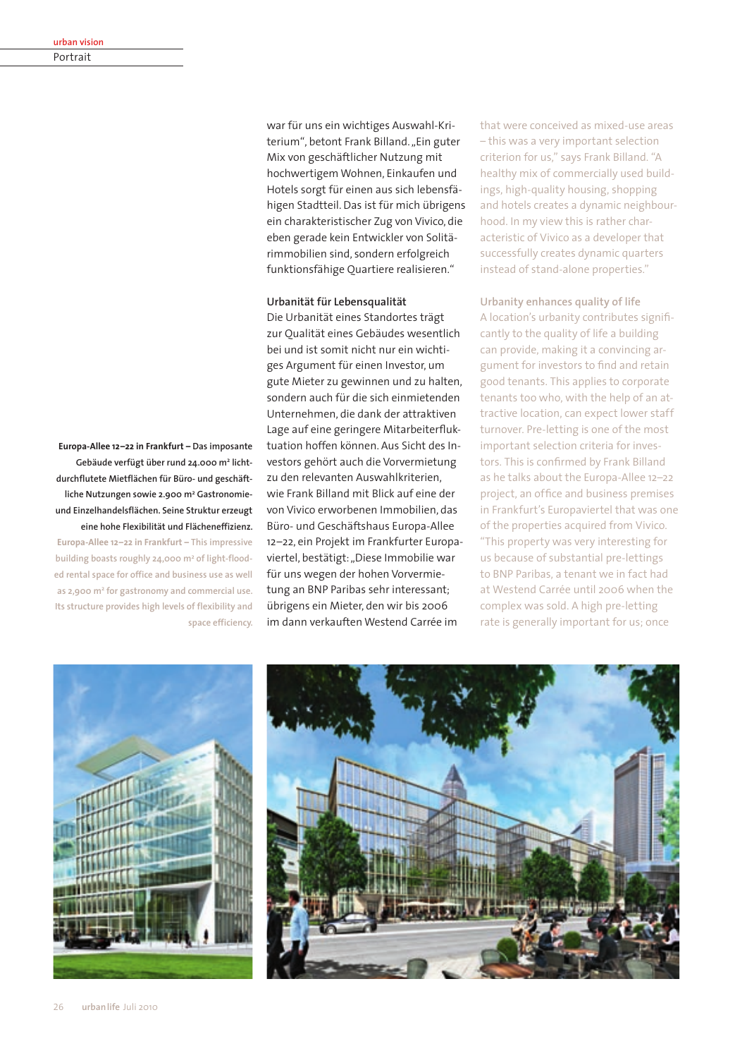war für uns ein wichtiges Auswahl-Kriterium", betont Frank Billand. „Ein guter Mix von geschäftlicher Nutzung mit hochwertigem Wohnen, Einkaufen und Hotels sorgt für einen aus sich lebensfähigen Stadtteil. Das ist für mich übrigens ein charakteristischer Zug von Vivico, die eben gerade kein Entwickler von Solitärimmobilien sind, sondern erfolgreich funktionsfähige Quartiere realisieren."

### Urbanität für Lebensqualität

Die Urbanität eines Standortes trägt zur Qualität eines Gebäudes wesentlich bei und ist somit nicht nur ein wichtiges Argument für einen Investor, um gute Mieter zu gewinnen und zu halten, sondern auch für die sich einmietenden Unternehmen, die dank der attraktiven Lage auf eine geringere Mitarbeiterfluktuation hoffen können. Aus Sicht des Investors gehört auch die Vorvermietung zu den relevanten Auswahlkriterien, wie Frank Billand mit Blick auf eine der von Vivico erworbenen Immobilien, das Büro- und Geschäftshaus Europa-Allee 12–22, ein Projekt im Frankfurter Europaviertel, bestätigt: „Diese Immobilie war für uns wegen der hohen Vorvermietung an BNP Paribas sehr interessant; übrigens ein Mieter, den wir bis 2006 im dann verkauften Westend Carrée im

that were conceived as mixed-use areas – this was a very important selection criterion for us," says Frank Billand. "A healthy mix of commercially used buildings, high-quality housing, shopping and hotels creates a dynamic neighbourhood. In my view this is rather characteristic of Vivico as a developer that successfully creates dynamic quarters instead of stand-alone properties."

### Urbanity enhances quality of life

A location's urbanity contributes significantly to the quality of life a building can provide, making it a convincing argument for investors to find and retain good tenants. This applies to corporate tenants too who, with the help of an attractive location, can expect lower staff turnover. Pre-letting is one of the most important selection criteria for investors. This is confirmed by Frank Billand as he talks about the Europa-Allee 12–22 project, an office and business premises in Frankfurt's Europaviertel that was one of the properties acquired from Vivico. "This property was very interesting for us because of substantial pre-lettings to BNP Paribas, a tenant we in fact had at Westend Carrée until 2006 when the complex was sold. A high pre-letting rate is generally important for us; once

**Europa-Allee 12–22 in Frankfurt – Das imposante Gebäude verfügt über rund 24.000 m² lichtdurchflutete Mietflächen für Büro- und geschäftliche Nutzungen sowie 2.900 m² Gastronomie- und Einzelhandelsflächen. Seine Struktur erzeugt eine hohe Flexibilität und Flächeneffizienz.**

**Europa-Allee 12–22 in Frankfurt – This impressive building boasts roughly 24,000 m² of light-flooded rental space for office and business use as well as 2,900 m² for gastronomy and commercial use. Its structure provides high levels of flexibility and space efficiency.**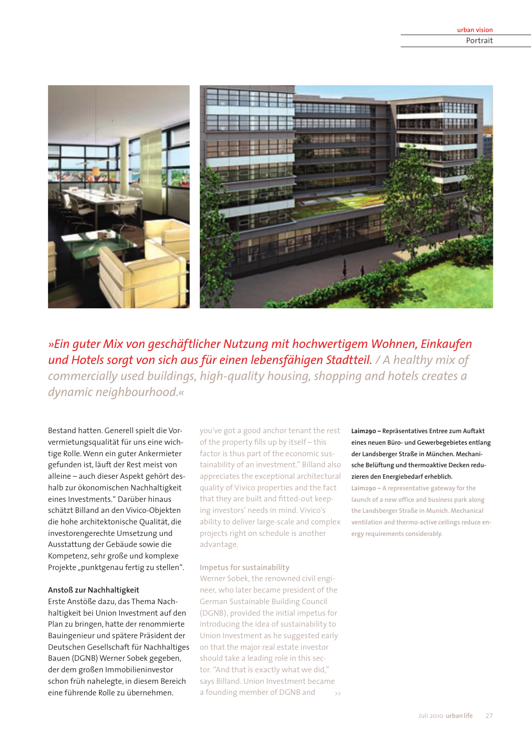*»Ein guter Mix von geschäftlicher Nutzung mit hochwertigem Wohnen, Einkaufen und Hotels sorgt von sich aus für einen lebensfähigen Stadtteil. / A healthy mix of commercially used buildings, high-quality housing, shopping and hotels creates a dynamic neighbourhood.«*

Bestand hatten. Generell spielt die Vorvermietungsqualität für uns eine wichtige Rolle. Wenn ein guter Ankermieter gefunden ist, läuft der Rest meist von alleine – auch dieser Aspekt gehört deshalb zur ökonomischen Nachhaltigkeit eines Investments." Darüber hinaus schätzt Billand an den Vivico-Objekten die hohe architektonische Qualität, die investorengerechte Umsetzung und Ausstattung der Gebäude sowie die Kompetenz, sehr große und komplexe Projekte „punktgenau fertig zu stellen".

**Anstoß zur Nachhaltigkeit**

Erste Anstöße dazu, das Thema Nachhaltigkeit bei Union Investment auf den Plan zu bringen, hatte der renommierte Bauingenieur und spätere Präsident der Deutschen Gesellschaft für Nachhaltiges Bauen (DGNB) Werner Sobek gegeben, der dem großen Immobilieninvestor schon früh nahelegte, in diesem Bereich eine führende Rolle zu übernehmen.

you've got a good anchor tenant the rest of the property fills up by itself – this factor is thus part of the economic sustainability of an investment." Billand also appreciates the exceptional architectural quality of Vivico properties and the fact that they are built and fitted-out keeping investors' needs in mind. Vivico's ability to deliver large-scale and complex projects right on schedule is another advantage.

**Impetus for sustainability**

Werner Sobek, the renowned civil engineer, who later became president of the German Sustainable Building Council (DGNB), provided the initial impetus for introducing the idea of sustainability to Union Investment as he suggested early on that the major real estate investor should take a leading role in this sector. "And that is exactly what we did," says Billand. Union Investment became a founding member of DGNB and >>

**Laim290 – Repräsentatives Entree zum Auftakt eines neuen Büro- und Gewerbegebietes entlang der Landsberger Straße in München. Mechanische Belüftung und thermoaktive Decken reduzieren den Energiebedarf erheblich.**

Laim290 – A representative gateway for the launch of a new office and business park along the Landsberger Straße in Munich. Mechanical ventilation and thermo-active ceilings reduce energy requirements considerably.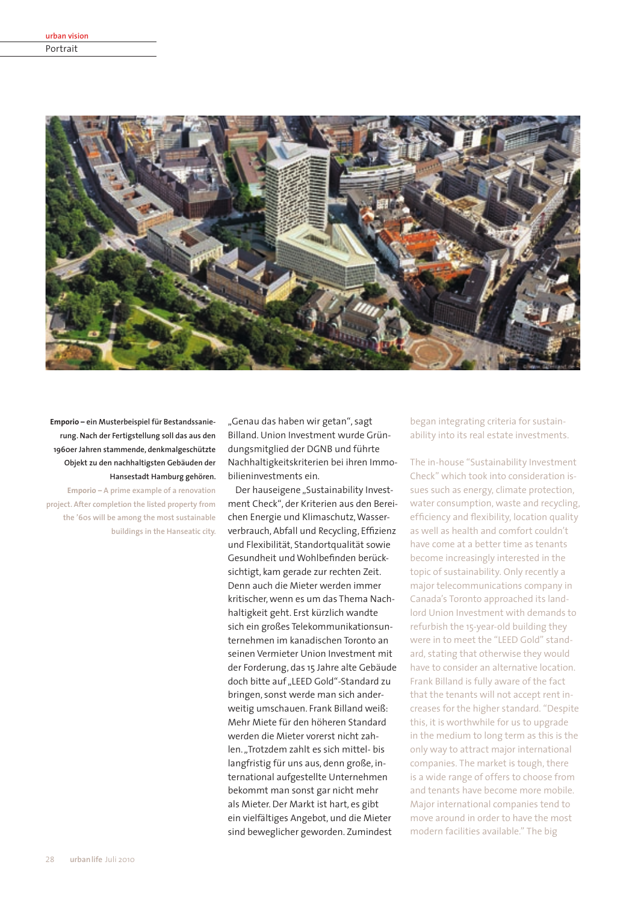**Emporio – ein Musterbeispiel für Bestandssanierung. Nach der Fertigstellung soll das aus den 1960er Jahren stammende, denkmalgeschützte Objekt zu den nachhaltigsten Gebäuden der Hansestadt Hamburg gehören.**

**Emporio** – A prime example of a renovation project. After completion the listed property from the '60s will be among the most sustainable buildings in the Hanseatic city.

„Genau das haben wir getan", sagt Billand. Union Investment wurde Gründungsmitglied der DGNB und führte Nachhaltigkeitskriterien bei ihren Immobilieninvestments ein.

Der hauseigene „Sustainability Investment Check", der Kriterien aus den Bereichen Energie und Klimaschutz, Wasserverbrauch, Abfall und Recycling, Effizienz und Flexibilität, Standortqualität sowie Gesundheit und Wohlbefinden berücksichtigt, kam gerade zur rechten Zeit. Denn auch die Mieter werden immer kritischer, wenn es um das Thema Nachhaltigkeit geht. Erst kürzlich wandte sich ein großes Telekommunikationsunternehmen im kanadischen Toronto an seinen Vermieter Union Investment mit der Forderung, das 15 Jahre alte Gebäude doch bitte auf „LEED Gold"-Standard zu bringen, sonst werde man sich anderweitig umschauen. Frank Billand weiß: Mehr Miete für den höheren Standard werden die Mieter vorerst nicht zahlen. „Trotzdem zahlt es sich mittel- bis langfristig für uns aus, denn große, international aufgestellte Unternehmen bekommt man sonst gar nicht mehr als Mieter. Der Markt ist hart, es gibt ein vielfältiges Angebot, und die Mieter sind beweglicher geworden. Zumindest

began integrating criteria for sustainability into its real estate investments.

The in-house "Sustainability Investment Check" which took into consideration issues such as energy, climate protection, water consumption, waste and recycling, efficiency and flexibility, location quality as well as health and comfort couldn't have come at a better time as tenants become increasingly interested in the topic of sustainability. Only recently a major telecommunications company in Canada's Toronto approached its landlord Union Investment with demands to refurbish the 15-year-old building they were in to meet the "LEED Gold" standard, stating that otherwise they would have to consider an alternative location. Frank Billand is fully aware of the fact that the tenants will not accept rent increases for the higher standard. "Despite this, it is worthwhile for us to upgrade in the medium to long term as this is the only way to attract major international companies. The market is tough, there is a wide range of offers to choose from and tenants have become more mobile. Major international companies tend to move around in order to have the most modern facilities available." The big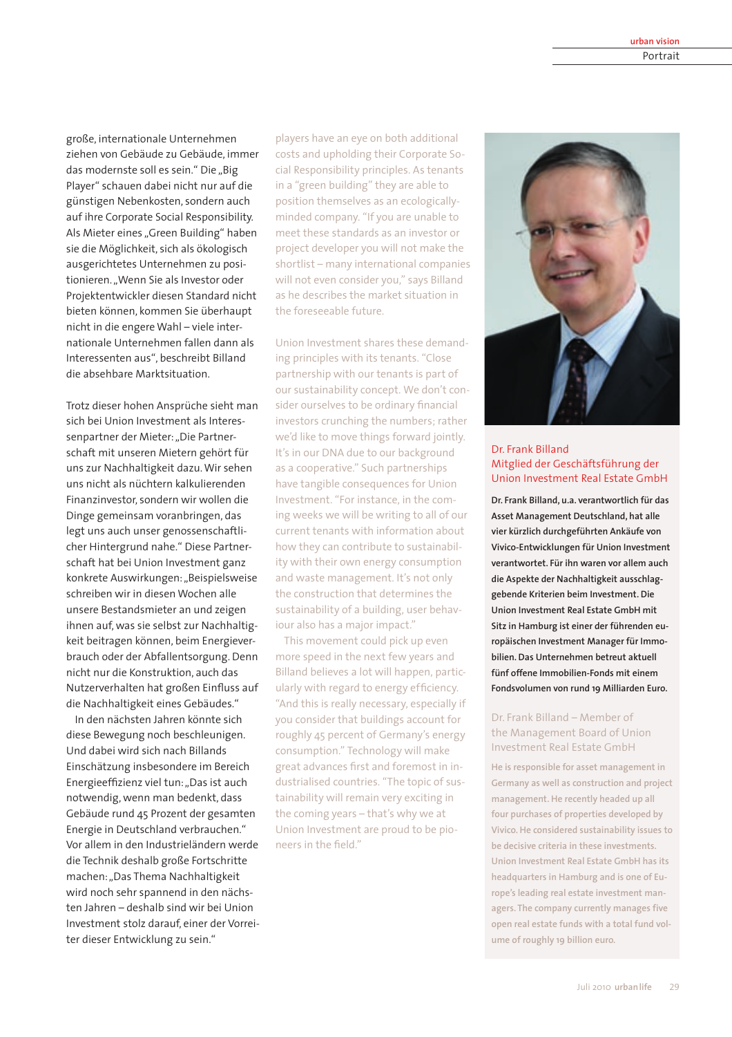große, internationale Unternehmen ziehen von Gebäude zu Gebäude, immer das modernste soll es sein." Die „Big Player" schauen dabei nicht nur auf die günstigen Nebenkosten, sondern auch auf ihre Corporate Social Responsibility. Als Mieter eines „Green Building" haben sie die Möglichkeit, sich als ökologisch ausgerichtetes Unternehmen zu positionieren. „Wenn Sie als Investor oder Projektentwickler diesen Standard nicht bieten können, kommen Sie überhaupt nicht in die engere Wahl – viele internationale Unternehmen fallen dann als Interessenten aus", beschreibt Billand die absehbare Marktsituation.

Trotz dieser hohen Ansprüche sieht man sich bei Union Investment als Interessenpartner der Mieter: „Die Partnerschaft mit unseren Mietern gehört für uns zur Nachhaltigkeit dazu. Wir sehen uns nicht als nüchtern kalkulierenden Finanzinvestor, sondern wir wollen die Dinge gemeinsam voranbringen, das legt uns auch unser genossenschaftlicher Hintergrund nahe." Diese Partnerschaft hat bei Union Investment ganz konkrete Auswirkungen: „Beispielsweise schreiben wir in diesen Wochen alle unsere Bestandsmieter an und zeigen ihnen auf, was sie selbst zur Nachhaltigkeit beitragen können, beim Energieverbrauch oder der Abfallentsorgung. Denn nicht nur die Konstruktion, auch das Nutzerverhalten hat großen Einfluss auf die Nachhaltigkeit eines Gebäudes."

In den nächsten Jahren könnte sich diese Bewegung noch beschleunigen. Und dabei wird sich nach Billands Einschätzung insbesondere im Bereich Energieeffizienz viel tun: „Das ist auch notwendig, wenn man bedenkt, dass Gebäude rund 45 Prozent der gesamten Energie in Deutschland verbrauchen." Vor allem in den Industrieländern werde die Technik deshalb große Fortschritte machen: „Das Thema Nachhaltigkeit wird noch sehr spannend in den nächsten Jahren – deshalb sind wir bei Union Investment stolz darauf, einer der Vorreiter dieser Entwicklung zu sein."

players have an eye on both additional costs and upholding their Corporate Social Responsibility principles. As tenants in a "green building" they are able to position themselves as an ecologically-minded company. "If you are unable to meet these standards as an investor or project developer you will not make the shortlist – many international companies will not even consider you," says Billand as he describes the market situation in the foreseeable future.

Union Investment shares these demanding principles with its tenants. "Close partnership with our tenants is part of our sustainability concept. We don't consider ourselves to be ordinary financial investors crunching the numbers; rather we'd like to move things forward jointly. It's in our DNA due to our background as a cooperative." Such partnerships have tangible consequences for Union Investment. "For instance, in the coming weeks we will be writing to all of our current tenants with information about how they can contribute to sustainability with their own energy consumption and waste management. It's not only the construction that determines the sustainability of a building, user behaviour also has a major impact."

This movement could pick up even more speed in the next few years and Billand believes a lot will happen, particularly with regard to energy efficiency. "And this is really necessary, especially if you consider that buildings account for roughly 45 percent of Germany's energy consumption." Technology will make great advances first and foremost in industrialised countries. "The topic of sustainability will remain very exciting in the coming years – that's why we at Union Investment are proud to be pioneers in the field."

**Dr. Frank Billand**
**Mitglied der Geschäftsführung der Union Investment Real Estate GmbH**

**Dr. Frank Billand, u.a. verantwortlich für das Asset Management Deutschland, hat alle vier kürzlich durchgeführten Ankäufe von Vivico-Entwicklungen für Union Investment verantwortet. Für ihn waren vor allem auch die Aspekte der Nachhaltigkeit ausschlaggebende Kriterien beim Investment. Die Union Investment Real Estate GmbH mit Sitz in Hamburg ist einer der führenden europäischen Investment Manager für Immobilien. Das Unternehmen betreut aktuell fünf offene Immobilien-Fonds mit einem Fondsvolumen von rund 19 Milliarden Euro.**

**Dr. Frank Billand – Member of the Management Board of Union Investment Real Estate GmbH**

He is responsible for asset management in Germany as well as construction and project management. He recently headed up all four purchases of properties developed by Vivico. He considered sustainability issues to be decisive criteria in these investments. Union Investment Real Estate GmbH has its headquarters in Hamburg and is one of Europe's leading real estate investment managers. The company currently manages five open real estate funds with a total fund volume of roughly 19 billion euro.